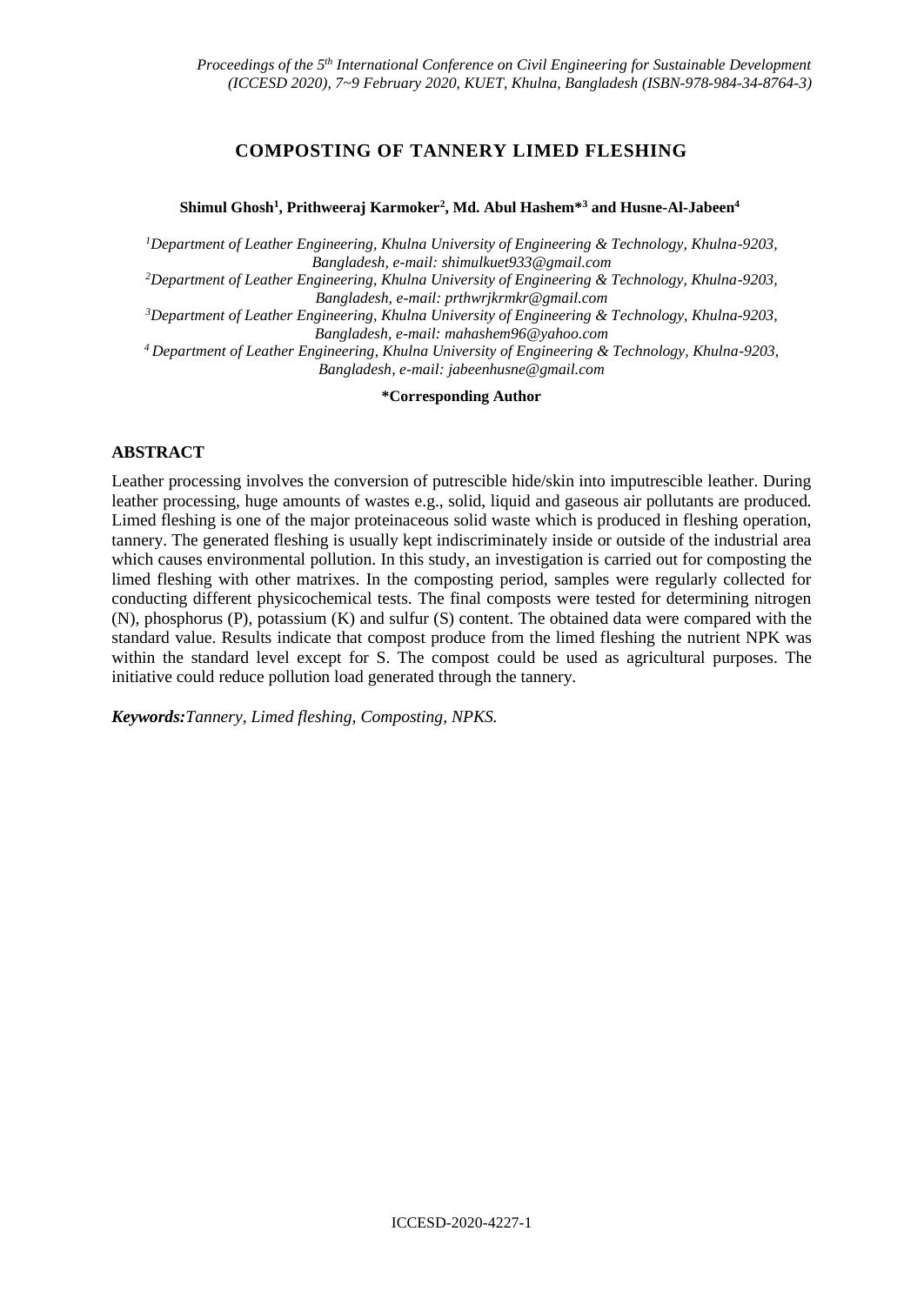# COMPOSTING OF TANNERY LIMED FLESHING

**Shimul Ghosh[1], Prithweeraj Karmoker[2], Md. Abul Hashem*[3] and Husne-Al-Jabeen[4]**

*[1]Department of Leather Engineering, Khulna University of Engineering & Technology, Khulna-9203, Bangladesh, e-mail: shimulkuet933@gmail.com*

*[2]Department of Leather Engineering, Khulna University of Engineering & Technology, Khulna-9203, Bangladesh, e-mail: prthwrjkrmkr@gmail.com*

*[3]Department of Leather Engineering, Khulna University of Engineering & Technology, Khulna-9203, Bangladesh, e-mail: mahashem96@yahoo.com*

*[4] Department of Leather Engineering, Khulna University of Engineering & Technology, Khulna-9203, Bangladesh, e-mail: jabeenhusne@gmail.com*

**\*Corresponding Author**

## ABSTRACT

Leather processing involves the conversion of putrescible hide/skin into imputrescible leather. During leather processing, huge amounts of wastes e.g., solid, liquid and gaseous air pollutants are produced. Limed fleshing is one of the major proteinaceous solid waste which is produced in fleshing operation, tannery. The generated fleshing is usually kept indiscriminately inside or outside of the industrial area which causes environmental pollution. In this study, an investigation is carried out for composting the limed fleshing with other matrixes. In the composting period, samples were regularly collected for conducting different physicochemical tests. The final composts were tested for determining nitrogen (N), phosphorus (P), potassium (K) and sulfur (S) content. The obtained data were compared with the standard value. Results indicate that compost produce from the limed fleshing the nutrient NPK was within the standard level except for S. The compost could be used as agricultural purposes. The initiative could reduce pollution load generated through the tannery.

***Keywords:****Tannery, Limed fleshing, Composting, NPKS.*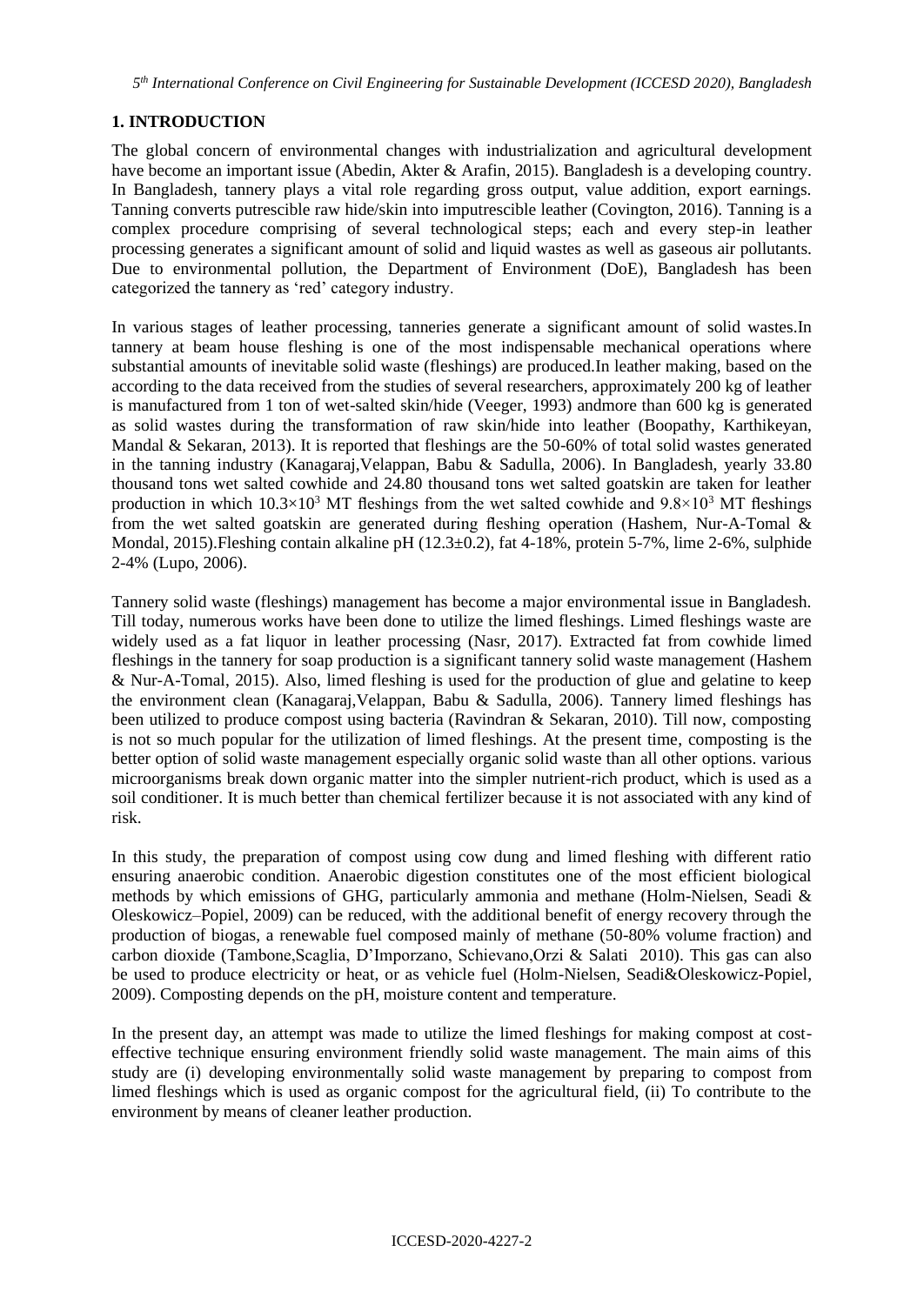## 1. INTRODUCTION

The global concern of environmental changes with industrialization and agricultural development have become an important issue (Abedin, Akter & Arafin, 2015). Bangladesh is a developing country. In Bangladesh, tannery plays a vital role regarding gross output, value addition, export earnings. Tanning converts putrescible raw hide/skin into imputrescible leather (Covington, 2016). Tanning is a complex procedure comprising of several technological steps; each and every step-in leather processing generates a significant amount of solid and liquid wastes as well as gaseous air pollutants. Due to environmental pollution, the Department of Environment (DoE), Bangladesh has been categorized the tannery as 'red' category industry.

In various stages of leather processing, tanneries generate a significant amount of solid wastes.In tannery at beam house fleshing is one of the most indispensable mechanical operations where substantial amounts of inevitable solid waste (fleshings) are produced.In leather making, based on the according to the data received from the studies of several researchers, approximately 200 kg of leather is manufactured from 1 ton of wet-salted skin/hide (Veeger, 1993) andmore than 600 kg is generated as solid wastes during the transformation of raw skin/hide into leather (Boopathy, Karthikeyan, Mandal & Sekaran, 2013). It is reported that fleshings are the 50-60% of total solid wastes generated in the tanning industry (Kanagaraj,Velappan, Babu & Sadulla, 2006). In Bangladesh, yearly 33.80 thousand tons wet salted cowhide and 24.80 thousand tons wet salted goatskin are taken for leather production in which $10.3\times10^3$ MT fleshings from the wet salted cowhide and $9.8\times10^3$ MT fleshings from the wet salted goatskin are generated during fleshing operation (Hashem, Nur-A-Tomal & Mondal, 2015).Fleshing contain alkaline pH ($12.3\pm0.2$), fat 4-18%, protein 5-7%, lime 2-6%, sulphide 2-4% (Lupo, 2006).

Tannery solid waste (fleshings) management has become a major environmental issue in Bangladesh. Till today, numerous works have been done to utilize the limed fleshings. Limed fleshings waste are widely used as a fat liquor in leather processing (Nasr, 2017). Extracted fat from cowhide limed fleshings in the tannery for soap production is a significant tannery solid waste management (Hashem & Nur-A-Tomal, 2015). Also, limed fleshing is used for the production of glue and gelatine to keep the environment clean (Kanagaraj,Velappan, Babu & Sadulla, 2006). Tannery limed fleshings has been utilized to produce compost using bacteria (Ravindran & Sekaran, 2010). Till now, composting is not so much popular for the utilization of limed fleshings. At the present time, composting is the better option of solid waste management especially organic solid waste than all other options. various microorganisms break down organic matter into the simpler nutrient-rich product, which is used as a soil conditioner. It is much better than chemical fertilizer because it is not associated with any kind of risk.

In this study, the preparation of compost using cow dung and limed fleshing with different ratio ensuring anaerobic condition. Anaerobic digestion constitutes one of the most efficient biological methods by which emissions of GHG, particularly ammonia and methane (Holm-Nielsen, Seadi & Oleskowicz–Popiel, 2009) can be reduced, with the additional benefit of energy recovery through the production of biogas, a renewable fuel composed mainly of methane (50-80% volume fraction) and carbon dioxide (Tambone,Scaglia, D'Imporzano, Schievano,Orzi & Salati 2010). This gas can also be used to produce electricity or heat, or as vehicle fuel (Holm-Nielsen, Seadi&Oleskowicz-Popiel, 2009). Composting depends on the pH, moisture content and temperature.

In the present day, an attempt was made to utilize the limed fleshings for making compost at cost-effective technique ensuring environment friendly solid waste management. The main aims of this study are (i) developing environmentally solid waste management by preparing to compost from limed fleshings which is used as organic compost for the agricultural field, (ii) To contribute to the environment by means of cleaner leather production.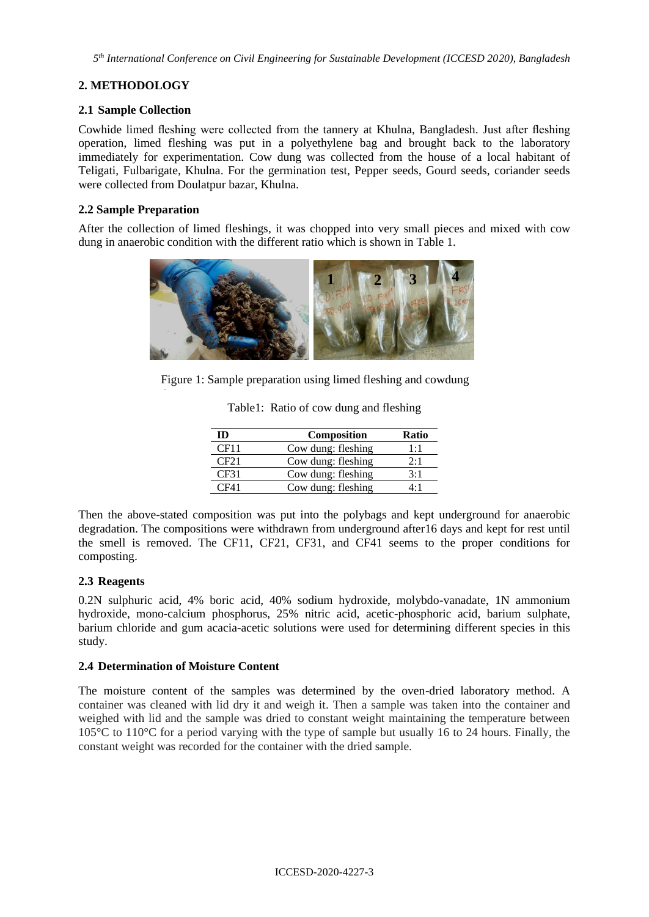## 2. METHODOLOGY

### 2.1 Sample Collection

Cowhide limed fleshing were collected from the tannery at Khulna, Bangladesh. Just after fleshing operation, limed fleshing was put in a polyethylene bag and brought back to the laboratory immediately for experimentation. Cow dung was collected from the house of a local habitant of Teligati, Fulbarigate, Khulna. For the germination test, Pepper seeds, Gourd seeds, coriander seeds were collected from Doulatpur bazar, Khulna.

### 2.2 Sample Preparation

After the collection of limed fleshings, it was chopped into very small pieces and mixed with cow dung in anaerobic condition with the different ratio which is shown in Table 1.

Figure 1: Sample preparation using limed fleshing and cowdung

Table1: Ratio of cow dung and fleshing

| ID | Composition | Ratio |
|---|---|---|
| CF11 | Cow dung: fleshing | 1:1 |
| CF21 | Cow dung: fleshing | 2:1 |
| CF31 | Cow dung: fleshing | 3:1 |
| CF41 | Cow dung: fleshing | 4:1 |

Then the above-stated composition was put into the polybags and kept underground for anaerobic degradation. The compositions were withdrawn from underground after16 days and kept for rest until the smell is removed. The CF11, CF21, CF31, and CF41 seems to the proper conditions for composting.

### 2.3 Reagents

0.2N sulphuric acid, 4% boric acid, 40% sodium hydroxide, molybdo-vanadate, 1N ammonium hydroxide, mono-calcium phosphorus, 25% nitric acid, acetic-phosphoric acid, barium sulphate, barium chloride and gum acacia-acetic solutions were used for determining different species in this study.

### 2.4 Determination of Moisture Content

The moisture content of the samples was determined by the oven-dried laboratory method. A container was cleaned with lid dry it and weigh it. Then a sample was taken into the container and weighed with lid and the sample was dried to constant weight maintaining the temperature between 105°C to 110°C for a period varying with the type of sample but usually 16 to 24 hours. Finally, the constant weight was recorded for the container with the dried sample.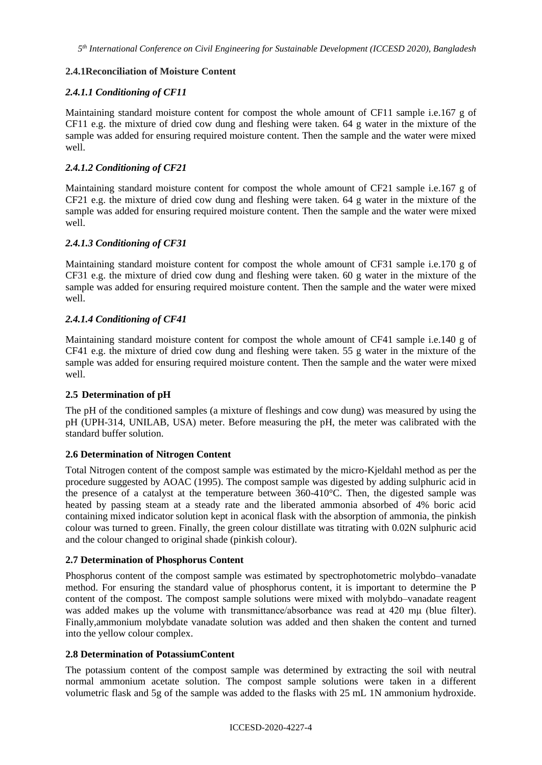### 2.4.1Reconciliation of Moisture Content

#### *2.4.1.1 Conditioning of CF11*

Maintaining standard moisture content for compost the whole amount of CF11 sample i.e.167 g of CF11 e.g. the mixture of dried cow dung and fleshing were taken. 64 g water in the mixture of the sample was added for ensuring required moisture content. Then the sample and the water were mixed well.

#### *2.4.1.2 Conditioning of CF21*

Maintaining standard moisture content for compost the whole amount of CF21 sample i.e.167 g of CF21 e.g. the mixture of dried cow dung and fleshing were taken. 64 g water in the mixture of the sample was added for ensuring required moisture content. Then the sample and the water were mixed well.

#### *2.4.1.3 Conditioning of CF31*

Maintaining standard moisture content for compost the whole amount of CF31 sample i.e.170 g of CF31 e.g. the mixture of dried cow dung and fleshing were taken. 60 g water in the mixture of the sample was added for ensuring required moisture content. Then the sample and the water were mixed well.

#### *2.4.1.4 Conditioning of CF41*

Maintaining standard moisture content for compost the whole amount of CF41 sample i.e.140 g of CF41 e.g. the mixture of dried cow dung and fleshing were taken. 55 g water in the mixture of the sample was added for ensuring required moisture content. Then the sample and the water were mixed well.

## 2.5 Determination of pH

The pH of the conditioned samples (a mixture of fleshings and cow dung) was measured by using the pH (UPH-314, UNILAB, USA) meter. Before measuring the pH, the meter was calibrated with the standard buffer solution.

## 2.6 Determination of Nitrogen Content

Total Nitrogen content of the compost sample was estimated by the micro-Kjeldahl method as per the procedure suggested by AOAC (1995). The compost sample was digested by adding sulphuric acid in the presence of a catalyst at the temperature between 360-410°C. Then, the digested sample was heated by passing steam at a steady rate and the liberated ammonia absorbed of 4% boric acid containing mixed indicator solution kept in aconical flask with the absorption of ammonia, the pinkish colour was turned to green. Finally, the green colour distillate was titrating with 0.02N sulphuric acid and the colour changed to original shade (pinkish colour).

## 2.7 Determination of Phosphorus Content

Phosphorus content of the compost sample was estimated by spectrophotometric molybdo–vanadate method. For ensuring the standard value of phosphorus content, it is important to determine the P content of the compost. The compost sample solutions were mixed with molybdo–vanadate reagent was added makes up the volume with transmittance/absorbance was read at 420 mμ (blue filter). Finally,ammonium molybdate vanadate solution was added and then shaken the content and turned into the yellow colour complex.

## 2.8 Determination of PotassiumContent

The potassium content of the compost sample was determined by extracting the soil with neutral normal ammonium acetate solution. The compost sample solutions were taken in a different volumetric flask and 5g of the sample was added to the flasks with 25 mL 1N ammonium hydroxide.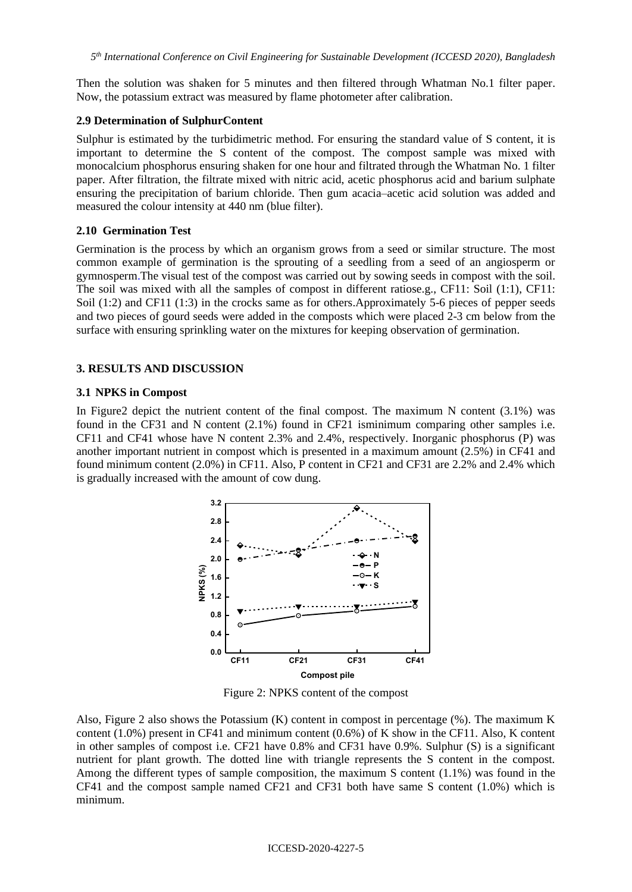Then the solution was shaken for 5 minutes and then filtered through Whatman No.1 filter paper. Now, the potassium extract was measured by flame photometer after calibration.

### 2.9 Determination of SulphurContent

Sulphur is estimated by the turbidimetric method. For ensuring the standard value of S content, it is important to determine the S content of the compost. The compost sample was mixed with monocalcium phosphorus ensuring shaken for one hour and filtrated through the Whatman No. 1 filter paper. After filtration, the filtrate mixed with nitric acid, acetic phosphorus acid and barium sulphate ensuring the precipitation of barium chloride. Then gum acacia–acetic acid solution was added and measured the colour intensity at 440 nm (blue filter).

### 2.10 Germination Test

Germination is the process by which an organism grows from a seed or similar structure. The most common example of germination is the sprouting of a seedling from a seed of an angiosperm or gymnosperm.The visual test of the compost was carried out by sowing seeds in compost with the soil. The soil was mixed with all the samples of compost in different ratiose.g., CF11: Soil (1:1), CF11: Soil (1:2) and CF11 (1:3) in the crocks same as for others.Approximately 5-6 pieces of pepper seeds and two pieces of gourd seeds were added in the composts which were placed 2-3 cm below from the surface with ensuring sprinkling water on the mixtures for keeping observation of germination.

## 3. RESULTS AND DISCUSSION

### 3.1 NPKS in Compost

In Figure2 depict the nutrient content of the final compost. The maximum N content (3.1%) was found in the CF31 and N content (2.1%) found in CF21 isminimum comparing other samples i.e. CF11 and CF41 whose have N content 2.3% and 2.4%, respectively. Inorganic phosphorus (P) was another important nutrient in compost which is presented in a maximum amount (2.5%) in CF41 and found minimum content (2.0%) in CF11. Also, P content in CF21 and CF31 are 2.2% and 2.4% which is gradually increased with the amount of cow dung.

Figure 2: NPKS content of the compost

Also, Figure 2 also shows the Potassium (K) content in compost in percentage (%). The maximum K content (1.0%) present in CF41 and minimum content (0.6%) of K show in the CF11. Also, K content in other samples of compost i.e. CF21 have 0.8% and CF31 have 0.9%. Sulphur (S) is a significant nutrient for plant growth. The dotted line with triangle represents the S content in the compost. Among the different types of sample composition, the maximum S content (1.1%) was found in the CF41 and the compost sample named CF21 and CF31 both have same S content (1.0%) which is minimum.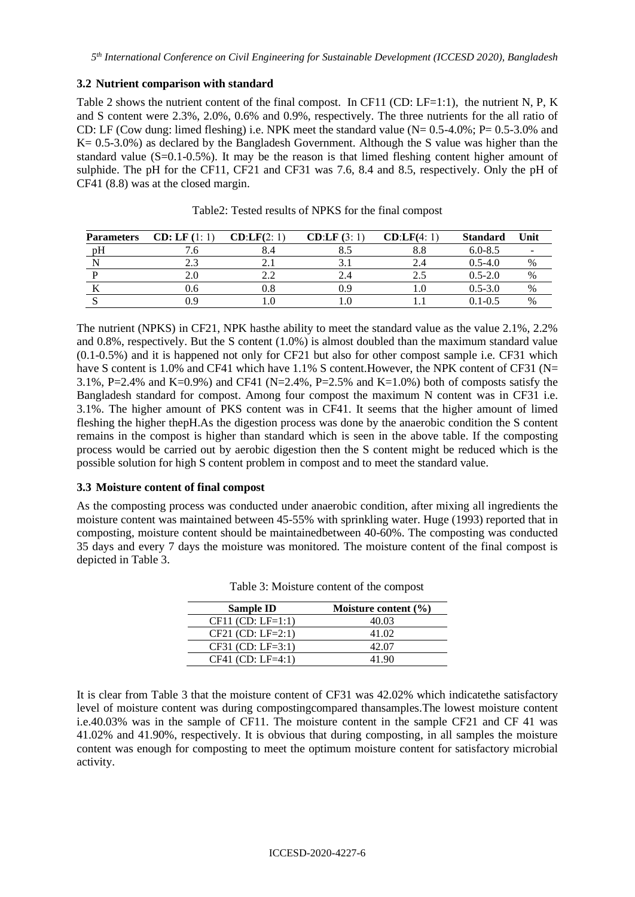### 3.2 Nutrient comparison with standard

Table 2 shows the nutrient content of the final compost. In CF11 (CD: LF=1:1), the nutrient N, P, K and S content were 2.3%, 2.0%, 0.6% and 0.9%, respectively. The three nutrients for the all ratio of CD: LF (Cow dung: limed fleshing) i.e. NPK meet the standard value (N= 0.5-4.0%; P= 0.5-3.0% and K= 0.5-3.0%) as declared by the Bangladesh Government. Although the S value was higher than the standard value (S=0.1-0.5%). It may be the reason is that limed fleshing content higher amount of sulphide. The pH for the CF11, CF21 and CF31 was 7.6, 8.4 and 8.5, respectively. Only the pH of CF41 (8.8) was at the closed margin.

Table2: Tested results of NPKS for the final compost

| Parameters | CD: LF (1: 1) | CD:LF(2: 1) | CD:LF (3: 1) | CD:LF(4: 1) | Standard | Unit |
|---|---|---|---|---|---|---|
| pH | 7.6 | 8.4 | 8.5 | 8.8 | 6.0-8.5 | - |
| N | 2.3 | 2.1 | 3.1 | 2.4 | 0.5-4.0 | % |
| P | 2.0 | 2.2 | 2.4 | 2.5 | 0.5-2.0 | % |
| K | 0.6 | 0.8 | 0.9 | 1.0 | 0.5-3.0 | % |
| S | 0.9 | 1.0 | 1.0 | 1.1 | 0.1-0.5 | % |

The nutrient (NPKS) in CF21, NPK hasthe ability to meet the standard value as the value 2.1%, 2.2% and 0.8%, respectively. But the S content (1.0%) is almost doubled than the maximum standard value (0.1-0.5%) and it is happened not only for CF21 but also for other compost sample i.e. CF31 which have S content is 1.0% and CF41 which have 1.1% S content.However, the NPK content of CF31 (N= 3.1%, P=2.4% and K=0.9%) and CF41 (N=2.4%, P=2.5% and K=1.0%) both of composts satisfy the Bangladesh standard for compost. Among four compost the maximum N content was in CF31 i.e. 3.1%. The higher amount of PKS content was in CF41. It seems that the higher amount of limed fleshing the higher thepH.As the digestion process was done by the anaerobic condition the S content remains in the compost is higher than standard which is seen in the above table. If the composting process would be carried out by aerobic digestion then the S content might be reduced which is the possible solution for high S content problem in compost and to meet the standard value.

### 3.3 Moisture content of final compost

As the composting process was conducted under anaerobic condition, after mixing all ingredients the moisture content was maintained between 45-55% with sprinkling water. Huge (1993) reported that in composting, moisture content should be maintainedbetween 40-60%. The composting was conducted 35 days and every 7 days the moisture was monitored. The moisture content of the final compost is depicted in Table 3.

Table 3: Moisture content of the compost

| Sample ID | Moisture content (%) |
|---|---|
| CF11 (CD: LF=1:1) | 40.03 |
| CF21 (CD: LF=2:1) | 41.02 |
| CF31 (CD: LF=3:1) | 42.07 |
| CF41 (CD: LF=4:1) | 41.90 |

It is clear from Table 3 that the moisture content of CF31 was 42.02% which indicatethe satisfactory level of moisture content was during compostingcompared thansamples.The lowest moisture content i.e.40.03% was in the sample of CF11. The moisture content in the sample CF21 and CF 41 was 41.02% and 41.90%, respectively. It is obvious that during composting, in all samples the moisture content was enough for composting to meet the optimum moisture content for satisfactory microbial activity.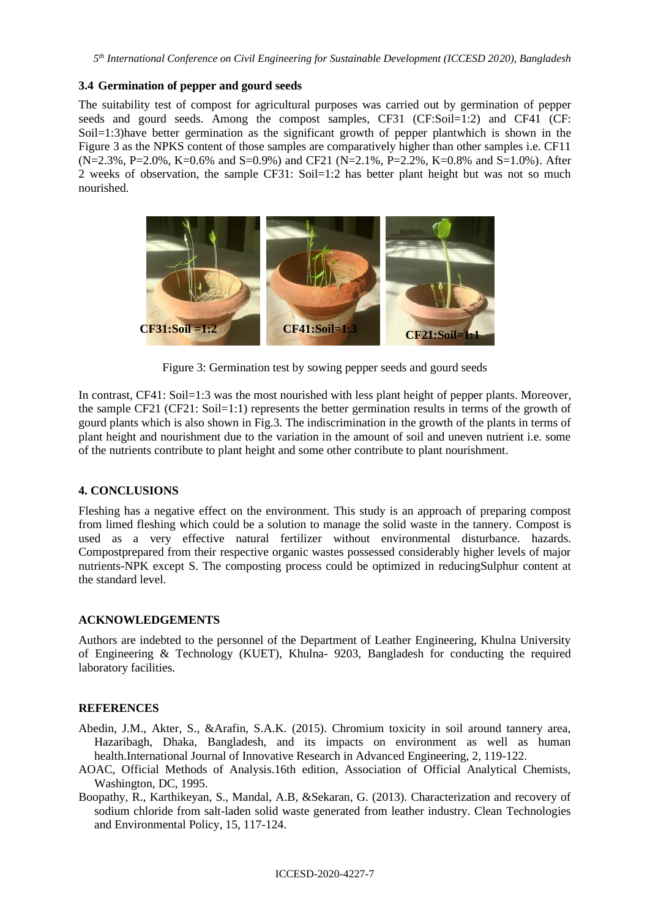### 3.4 Germination of pepper and gourd seeds

The suitability test of compost for agricultural purposes was carried out by germination of pepper seeds and gourd seeds. Among the compost samples, CF31 (CF:Soil=1:2) and CF41 (CF: Soil=1:3)have better germination as the significant growth of pepper plantwhich is shown in the Figure 3 as the NPKS content of those samples are comparatively higher than other samples i.e. CF11 (N=2.3%, P=2.0%, K=0.6% and S=0.9%) and CF21 (N=2.1%, P=2.2%, K=0.8% and S=1.0%). After 2 weeks of observation, the sample CF31: Soil=1:2 has better plant height but was not so much nourished.

CF31:Soil =1:2 CF41:Soil=1:3 CF21:Soil=1:1

Figure 3: Germination test by sowing pepper seeds and gourd seeds

In contrast, CF41: Soil=1:3 was the most nourished with less plant height of pepper plants. Moreover, the sample CF21 (CF21: Soil=1:1) represents the better germination results in terms of the growth of gourd plants which is also shown in Fig.3. The indiscrimination in the growth of the plants in terms of plant height and nourishment due to the variation in the amount of soil and uneven nutrient i.e. some of the nutrients contribute to plant height and some other contribute to plant nourishment.

## 4. CONCLUSIONS

Fleshing has a negative effect on the environment. This study is an approach of preparing compost from limed fleshing which could be a solution to manage the solid waste in the tannery. Compost is used as a very effective natural fertilizer without environmental disturbance. hazards. Compostprepared from their respective organic wastes possessed considerably higher levels of major nutrients-NPK except S. The composting process could be optimized in reducingSulphur content at the standard level.

## ACKNOWLEDGEMENTS

Authors are indebted to the personnel of the Department of Leather Engineering, Khulna University of Engineering & Technology (KUET), Khulna- 9203, Bangladesh for conducting the required laboratory facilities.

## REFERENCES

Abedin, J.M., Akter, S., &Arafin, S.A.K. (2015). Chromium toxicity in soil around tannery area, Hazaribagh, Dhaka, Bangladesh, and its impacts on environment as well as human health.International Journal of Innovative Research in Advanced Engineering, 2, 119-122.

AOAC, Official Methods of Analysis.16th edition, Association of Official Analytical Chemists, Washington, DC, 1995.

Boopathy, R., Karthikeyan, S., Mandal, A.B, &Sekaran, G. (2013). Characterization and recovery of sodium chloride from salt-laden solid waste generated from leather industry. Clean Technologies and Environmental Policy, 15, 117-124.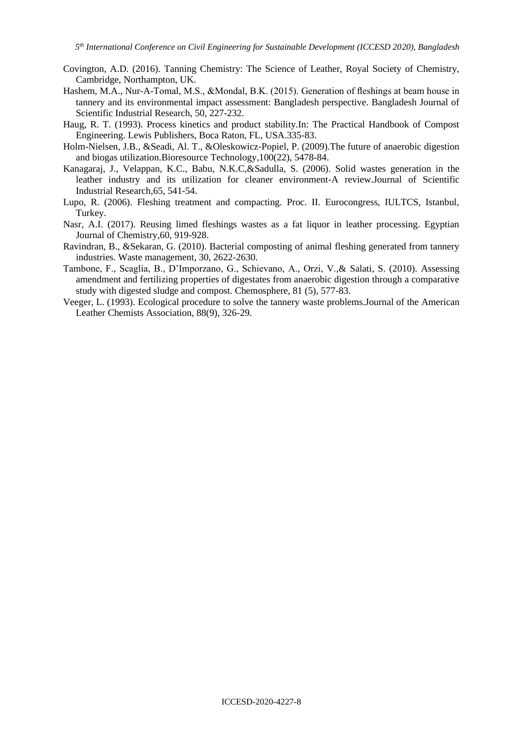Covington, A.D. (2016). Tanning Chemistry: The Science of Leather, Royal Society of Chemistry, Cambridge, Northampton, UK.

Hashem, M.A., Nur-A-Tomal, M.S., &Mondal, B.K. (2015). Generation of fleshings at beam house in tannery and its environmental impact assessment: Bangladesh perspective. Bangladesh Journal of Scientific Industrial Research, 50, 227-232.

Haug, R. T. (1993). Process kinetics and product stability.In: The Practical Handbook of Compost Engineering. Lewis Publishers, Boca Raton, FL, USA.335-83.

Holm-Nielsen, J.B., &Seadi, Al. T., &Oleskowicz-Popiel, P. (2009).The future of anaerobic digestion and biogas utilization.Bioresource Technology,100(22), 5478-84.

Kanagaraj, J., Velappan, K.C., Babu, N.K.C,&Sadulla, S. (2006). Solid wastes generation in the leather industry and its utilization for cleaner environment-A review.Journal of Scientific Industrial Research,65, 541-54.

Lupo, R. (2006). Fleshing treatment and compacting. Proc. II. Eurocongress, IULTCS, Istanbul, Turkey.

Nasr, A.I. (2017). Reusing limed fleshings wastes as a fat liquor in leather processing. Egyptian Journal of Chemistry,60, 919-928.

Ravindran, B., &Sekaran, G. (2010). Bacterial composting of animal fleshing generated from tannery industries. Waste management, 30, 2622-2630.

Tambone, F., Scaglia, B., D'Imporzano, G., Schievano, A., Orzi, V.,& Salati, S. (2010). Assessing amendment and fertilizing properties of digestates from anaerobic digestion through a comparative study with digested sludge and compost. Chemosphere, 81 (5), 577-83.

Veeger, L. (1993). Ecological procedure to solve the tannery waste problems.Journal of the American Leather Chemists Association, 88(9), 326-29.